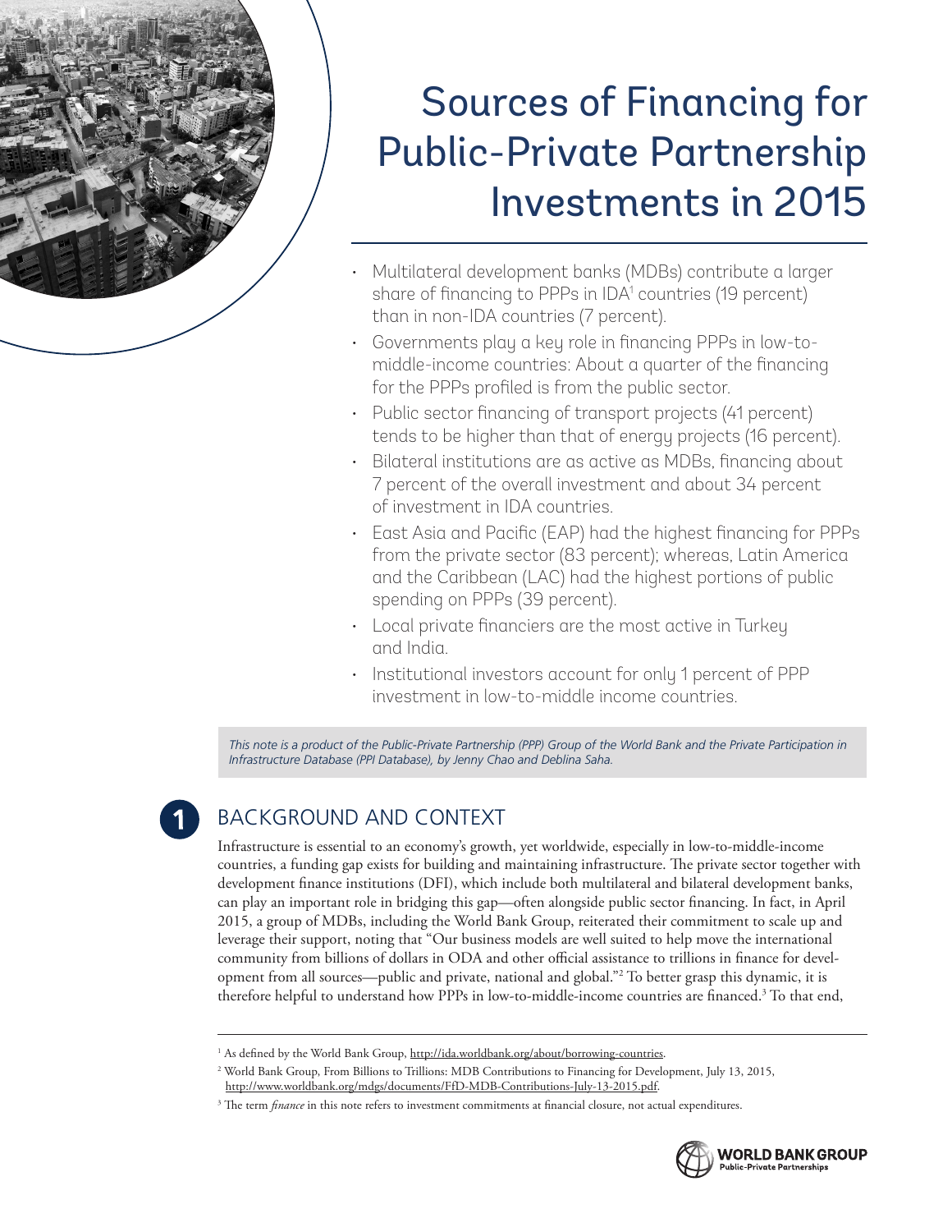# Sources of Financing for Public-Private Partnership Investments in 2015

- Multilateral development banks (MDBs) contribute a larger share of financing to PPPs in IDA[1] countries (19 percent) than in non-IDA countries (7 percent).
- Governments play a key role in financing PPPs in low-to-middle-income countries: About a quarter of the financing for the PPPs profiled is from the public sector.
- Public sector financing of transport projects (41 percent) tends to be higher than that of energy projects (16 percent).
- Bilateral institutions are as active as MDBs, financing about 7 percent of the overall investment and about 34 percent of investment in IDA countries.
- East Asia and Pacific (EAP) had the highest financing for PPPs from the private sector (83 percent); whereas, Latin America and the Caribbean (LAC) had the highest portions of public spending on PPPs (39 percent).
- Local private financiers are the most active in Turkey and India.
- Institutional investors account for only 1 percent of PPP investment in low-to-middle income countries.

*This note is a product of the Public-Private Partnership (PPP) Group of the World Bank and the Private Participation in Infrastructure Database (PPI Database), by Jenny Chao and Deblina Saha.*

## 1 BACKGROUND AND CONTEXT

Infrastructure is essential to an economy's growth, yet worldwide, especially in low-to-middle-income countries, a funding gap exists for building and maintaining infrastructure. The private sector together with development finance institutions (DFI), which include both multilateral and bilateral development banks, can play an important role in bridging this gap—often alongside public sector financing. In fact, in April 2015, a group of MDBs, including the World Bank Group, reiterated their commitment to scale up and leverage their support, noting that "Our business models are well suited to help move the international community from billions of dollars in ODA and other official assistance to trillions in finance for development from all sources—public and private, national and global."[2] To better grasp this dynamic, it is therefore helpful to understand how PPPs in low-to-middle-income countries are financed.[3] To that end,

---

[1] As defined by the World Bank Group, http://ida.worldbank.org/about/borrowing-countries.

[2] World Bank Group, From Billions to Trillions: MDB Contributions to Financing for Development, July 13, 2015, http://www.worldbank.org/mdgs/documents/FfD-MDB-Contributions-July-13-2015.pdf.

[3] The term *finance* in this note refers to investment commitments at financial closure, not actual expenditures.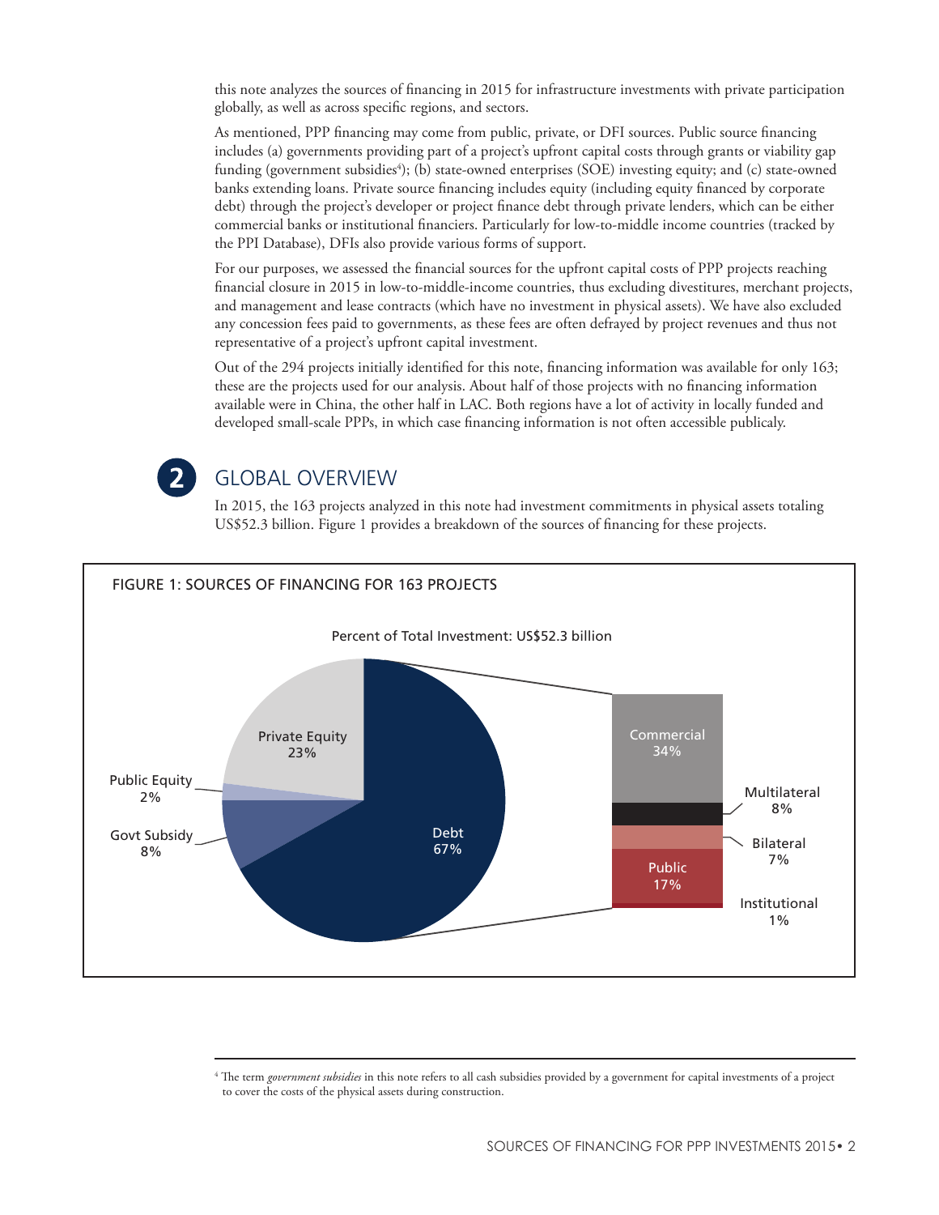this note analyzes the sources of financing in 2015 for infrastructure investments with private participation globally, as well as across specific regions, and sectors.

As mentioned, PPP financing may come from public, private, or DFI sources. Public source financing includes (a) governments providing part of a project's upfront capital costs through grants or viability gap funding (government subsidies[4]); (b) state-owned enterprises (SOE) investing equity; and (c) state-owned banks extending loans. Private source financing includes equity (including equity financed by corporate debt) through the project's developer or project finance debt through private lenders, which can be either commercial banks or institutional financiers. Particularly for low-to-middle income countries (tracked by the PPI Database), DFIs also provide various forms of support.

For our purposes, we assessed the financial sources for the upfront capital costs of PPP projects reaching financial closure in 2015 in low-to-middle-income countries, thus excluding divestitures, merchant projects, and management and lease contracts (which have no investment in physical assets). We have also excluded any concession fees paid to governments, as these fees are often defrayed by project revenues and thus not representative of a project's upfront capital investment.

Out of the 294 projects initially identified for this note, financing information was available for only 163; these are the projects used for our analysis. About half of those projects with no financing information available were in China, the other half in LAC. Both regions have a lot of activity in locally funded and developed small-scale PPPs, in which case financing information is not often accessible publicaly.

## 2 GLOBAL OVERVIEW

In 2015, the 163 projects analyzed in this note had investment commitments in physical assets totaling US$52.3 billion. Figure 1 provides a breakdown of the sources of financing for these projects.

FIGURE 1: SOURCES OF FINANCING FOR 163 PROJECTS

Percent of Total Investment: US$52.3 billion

| Source | Percent |
| --- | --- |
| Debt | 67% |
| Private Equity | 23% |
| Govt Subsidy | 8% |
| Public Equity | 2% |

| Debt breakdown | Percent |
| --- | --- |
| Commercial | 34% |
| Multilateral | 8% |
| Bilateral | 7% |
| Public | 17% |
| Institutional | 1% |

[4] The term *government subsidies* in this note refers to all cash subsidies provided by a government for capital investments of a project to cover the costs of the physical assets during construction.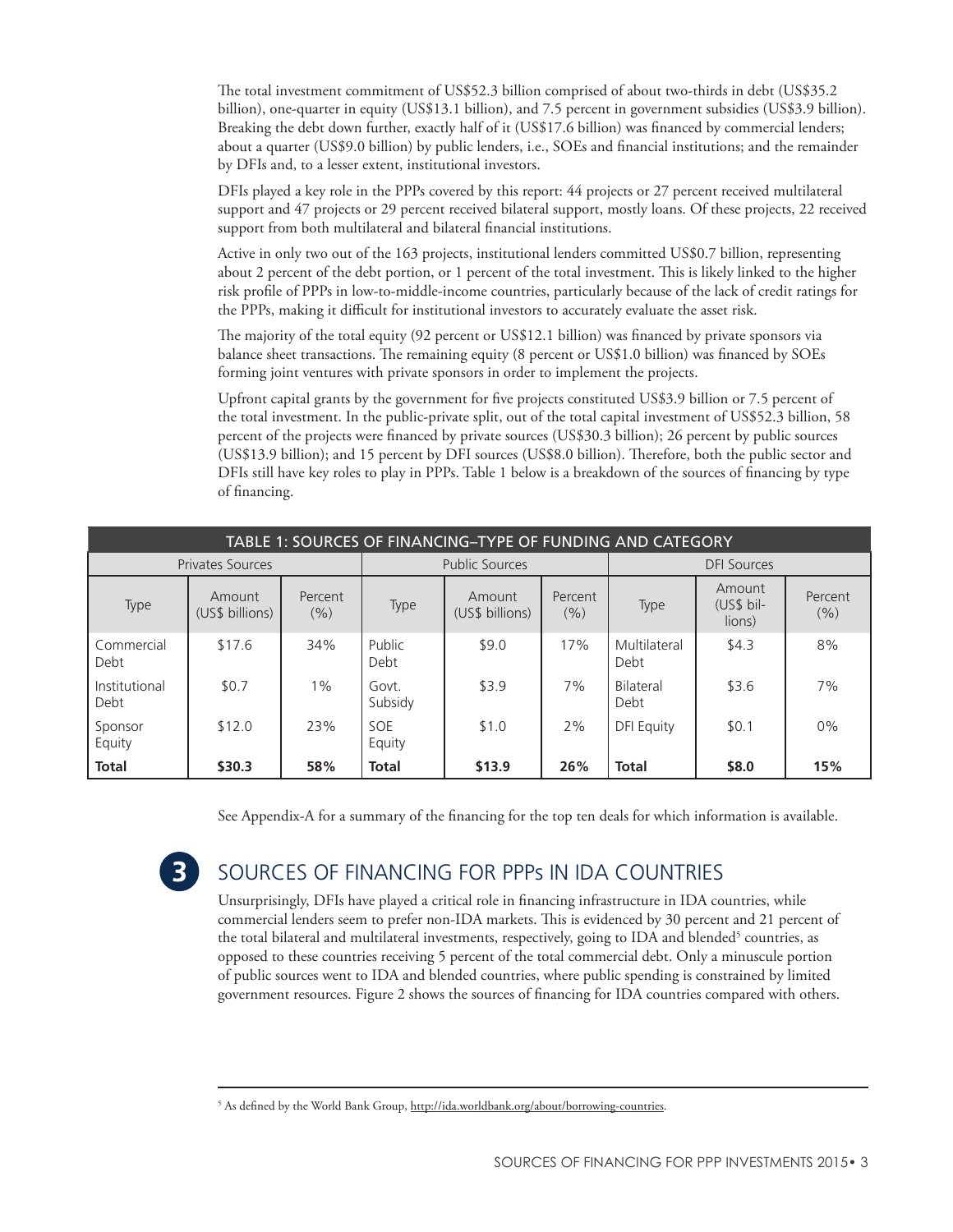The total investment commitment of US$52.3 billion comprised of about two-thirds in debt (US$35.2 billion), one-quarter in equity (US$13.1 billion), and 7.5 percent in government subsidies (US$3.9 billion). Breaking the debt down further, exactly half of it (US$17.6 billion) was financed by commercial lenders; about a quarter (US$9.0 billion) by public lenders, i.e., SOEs and financial institutions; and the remainder by DFIs and, to a lesser extent, institutional investors.

DFIs played a key role in the PPPs covered by this report: 44 projects or 27 percent received multilateral support and 47 projects or 29 percent received bilateral support, mostly loans. Of these projects, 22 received support from both multilateral and bilateral financial institutions.

Active in only two out of the 163 projects, institutional lenders committed US$0.7 billion, representing about 2 percent of the debt portion, or 1 percent of the total investment. This is likely linked to the higher risk profile of PPPs in low-to-middle-income countries, particularly because of the lack of credit ratings for the PPPs, making it difficult for institutional investors to accurately evaluate the asset risk.

The majority of the total equity (92 percent or US$12.1 billion) was financed by private sponsors via balance sheet transactions. The remaining equity (8 percent or US$1.0 billion) was financed by SOEs forming joint ventures with private sponsors in order to implement the projects.

Upfront capital grants by the government for five projects constituted US$3.9 billion or 7.5 percent of the total investment. In the public-private split, out of the total capital investment of US$52.3 billion, 58 percent of the projects were financed by private sources (US$30.3 billion); 26 percent by public sources (US$13.9 billion); and 15 percent by DFI sources (US$8.0 billion). Therefore, both the public sector and DFIs still have key roles to play in PPPs. Table 1 below is a breakdown of the sources of financing by type of financing.

| TABLE 1: SOURCES OF FINANCING–TYPE OF FUNDING AND CATEGORY | | | | | | | | |
|---|---|---|---|---|---|---|---|---|
| Privates Sources | | | Public Sources | | | DFI Sources | | |
| Type | Amount (US$ billions) | Percent (%) | Type | Amount (US$ billions) | Percent (%) | Type | Amount (US$ billions) | Percent (%) |
| Commercial Debt | $17.6 | 34% | Public Debt | $9.0 | 17% | Multilateral Debt | $4.3 | 8% |
| Institutional Debt | $0.7 | 1% | Govt. Subsidy | $3.9 | 7% | Bilateral Debt | $3.6 | 7% |
| Sponsor Equity | $12.0 | 23% | SOE Equity | $1.0 | 2% | DFI Equity | $0.1 | 0% |
| **Total** | **$30.3** | **58%** | **Total** | **$13.9** | **26%** | **Total** | **$8.0** | **15%** |

See Appendix-A for a summary of the financing for the top ten deals for which information is available.

## 3 SOURCES OF FINANCING FOR PPPs IN IDA COUNTRIES

Unsurprisingly, DFIs have played a critical role in financing infrastructure in IDA countries, while commercial lenders seem to prefer non-IDA markets. This is evidenced by 30 percent and 21 percent of the total bilateral and multilateral investments, respectively, going to IDA and blended[5] countries, as opposed to these countries receiving 5 percent of the total commercial debt. Only a minuscule portion of public sources went to IDA and blended countries, where public spending is constrained by limited government resources. Figure 2 shows the sources of financing for IDA countries compared with others.

---

[5] As defined by the World Bank Group, http://ida.worldbank.org/about/borrowing-countries.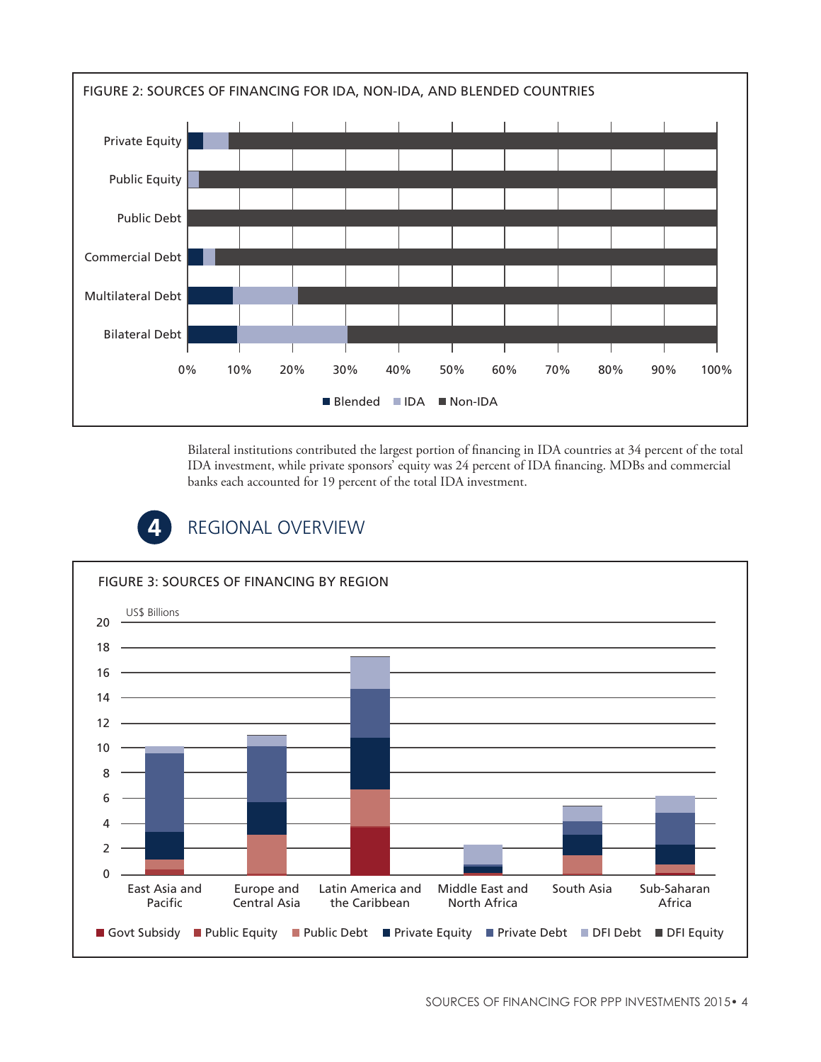FIGURE 2: SOURCES OF FINANCING FOR IDA, NON-IDA, AND BLENDED COUNTRIES

Bilateral institutions contributed the largest portion of financing in IDA countries at 34 percent of the total IDA investment, while private sponsors' equity was 24 percent of IDA financing. MDBs and commercial banks each accounted for 19 percent of the total IDA investment.

## 4 REGIONAL OVERVIEW

FIGURE 3: SOURCES OF FINANCING BY REGION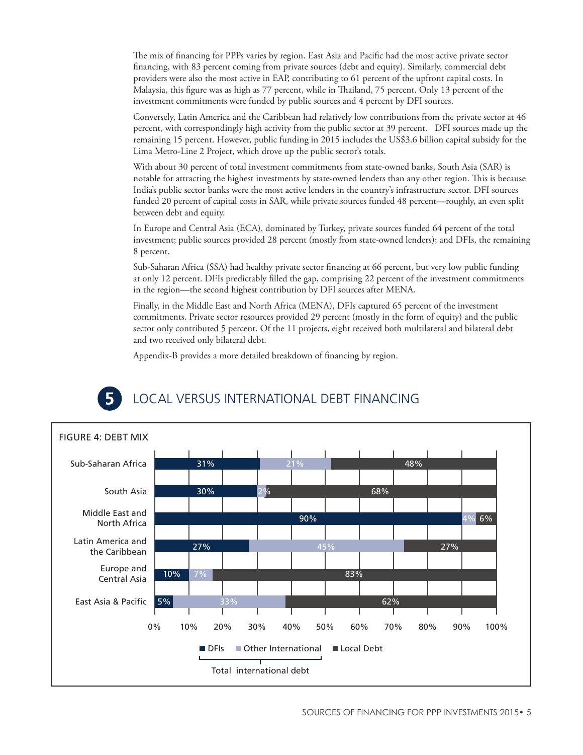The mix of financing for PPPs varies by region. East Asia and Pacific had the most active private sector financing, with 83 percent coming from private sources (debt and equity). Similarly, commercial debt providers were also the most active in EAP, contributing to 61 percent of the upfront capital costs. In Malaysia, this figure was as high as 77 percent, while in Thailand, 75 percent. Only 13 percent of the investment commitments were funded by public sources and 4 percent by DFI sources.

Conversely, Latin America and the Caribbean had relatively low contributions from the private sector at 46 percent, with correspondingly high activity from the public sector at 39 percent. DFI sources made up the remaining 15 percent. However, public funding in 2015 includes the US$3.6 billion capital subsidy for the Lima Metro-Line 2 Project, which drove up the public sector's totals.

With about 30 percent of total investment commitments from state-owned banks, South Asia (SAR) is notable for attracting the highest investments by state-owned lenders than any other region. This is because India's public sector banks were the most active lenders in the country's infrastructure sector. DFI sources funded 20 percent of capital costs in SAR, while private sources funded 48 percent—roughly, an even split between debt and equity.

In Europe and Central Asia (ECA), dominated by Turkey, private sources funded 64 percent of the total investment; public sources provided 28 percent (mostly from state-owned lenders); and DFIs, the remaining 8 percent.

Sub-Saharan Africa (SSA) had healthy private sector financing at 66 percent, but very low public funding at only 12 percent. DFIs predictably filled the gap, comprising 22 percent of the investment commitments in the region—the second highest contribution by DFI sources after MENA.

Finally, in the Middle East and North Africa (MENA), DFIs captured 65 percent of the investment commitments. Private sector resources provided 29 percent (mostly in the form of equity) and the public sector only contributed 5 percent. Of the 11 projects, eight received both multilateral and bilateral debt and two received only bilateral debt.

Appendix-B provides a more detailed breakdown of financing by region.

## 5 LOCAL VERSUS INTERNATIONAL DEBT FINANCING

FIGURE 4: DEBT MIX

| Region | DFIs | Other International | Local Debt |
|---|---|---|---|
| Sub-Saharan Africa | 31% | 21% | 48% |
| South Asia | 30% | 2% | 68% |
| Middle East and North Africa | 90% | 4% | 6% |
| Latin America and the Caribbean | 27% | 45% | 27% |
| Europe and Central Asia | 10% | 7% | 83% |
| East Asia & Pacific | 5% | 33% | 62% |

DFIs + Other International = Total international debt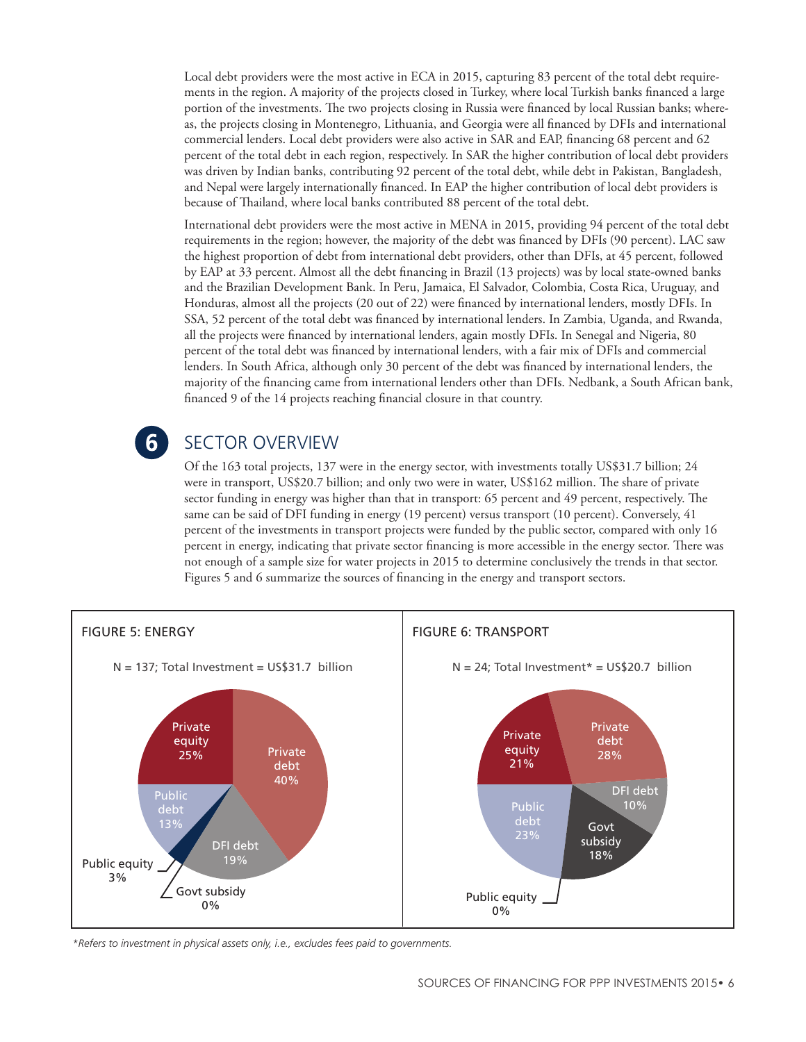Local debt providers were the most active in ECA in 2015, capturing 83 percent of the total debt requirements in the region. A majority of the projects closed in Turkey, where local Turkish banks financed a large portion of the investments. The two projects closing in Russia were financed by local Russian banks; whereas, the projects closing in Montenegro, Lithuania, and Georgia were all financed by DFIs and international commercial lenders. Local debt providers were also active in SAR and EAP, financing 68 percent and 62 percent of the total debt in each region, respectively. In SAR the higher contribution of local debt providers was driven by Indian banks, contributing 92 percent of the total debt, while debt in Pakistan, Bangladesh, and Nepal were largely internationally financed. In EAP the higher contribution of local debt providers is because of Thailand, where local banks contributed 88 percent of the total debt.

International debt providers were the most active in MENA in 2015, providing 94 percent of the total debt requirements in the region; however, the majority of the debt was financed by DFIs (90 percent). LAC saw the highest proportion of debt from international debt providers, other than DFIs, at 45 percent, followed by EAP at 33 percent. Almost all the debt financing in Brazil (13 projects) was by local state-owned banks and the Brazilian Development Bank. In Peru, Jamaica, El Salvador, Colombia, Costa Rica, Uruguay, and Honduras, almost all the projects (20 out of 22) were financed by international lenders, mostly DFIs. In SSA, 52 percent of the total debt was financed by international lenders. In Zambia, Uganda, and Rwanda, all the projects were financed by international lenders, again mostly DFIs. In Senegal and Nigeria, 80 percent of the total debt was financed by international lenders, with a fair mix of DFIs and commercial lenders. In South Africa, although only 30 percent of the debt was financed by international lenders, the majority of the financing came from international lenders other than DFIs. Nedbank, a South African bank, financed 9 of the 14 projects reaching financial closure in that country.

## 6 SECTOR OVERVIEW

Of the 163 total projects, 137 were in the energy sector, with investments totally US$31.7 billion; 24 were in transport, US$20.7 billion; and only two were in water, US$162 million. The share of private sector funding in energy was higher than that in transport: 65 percent and 49 percent, respectively. The same can be said of DFI funding in energy (19 percent) versus transport (10 percent). Conversely, 41 percent of the investments in transport projects were funded by the public sector, compared with only 16 percent in energy, indicating that private sector financing is more accessible in the energy sector. There was not enough of a sample size for water projects in 2015 to determine conclusively the trends in that sector. Figures 5 and 6 summarize the sources of financing in the energy and transport sectors.

**FIGURE 5: ENERGY**

N = 137; Total Investment = US$31.7 billion

| Source | Share |
|---|---|
| Private debt | 40% |
| Private equity | 25% |
| DFI debt | 19% |
| Public debt | 13% |
| Public equity | 3% |
| Govt subsidy | 0% |

**FIGURE 6: TRANSPORT**

N = 24; Total Investment* = US$20.7 billion

| Source | Share |
|---|---|
| Private debt | 28% |
| Private equity | 21% |
| Public debt | 23% |
| Govt subsidy | 18% |
| DFI debt | 10% |
| Public equity | 0% |

*\*Refers to investment in physical assets only, i.e., excludes fees paid to governments.*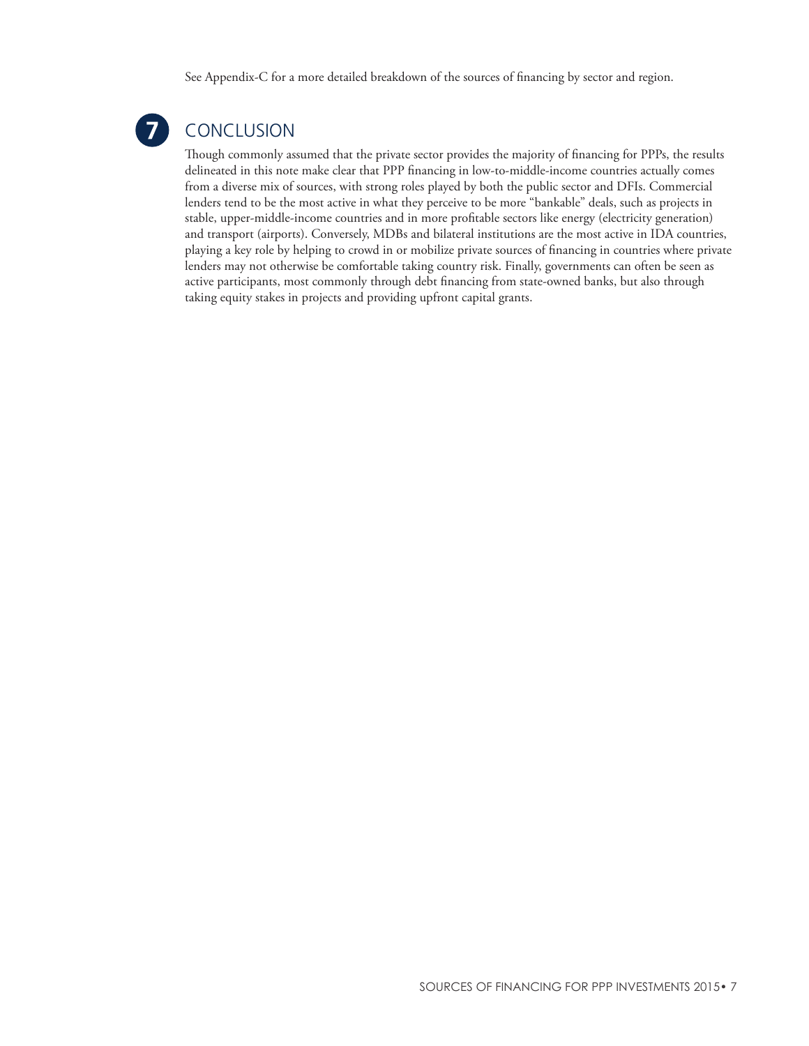See Appendix-C for a more detailed breakdown of the sources of financing by sector and region.

## 7 CONCLUSION

Though commonly assumed that the private sector provides the majority of financing for PPPs, the results delineated in this note make clear that PPP financing in low-to-middle-income countries actually comes from a diverse mix of sources, with strong roles played by both the public sector and DFIs. Commercial lenders tend to be the most active in what they perceive to be more "bankable" deals, such as projects in stable, upper-middle-income countries and in more profitable sectors like energy (electricity generation) and transport (airports). Conversely, MDBs and bilateral institutions are the most active in IDA countries, playing a key role by helping to crowd in or mobilize private sources of financing in countries where private lenders may not otherwise be comfortable taking country risk. Finally, governments can often be seen as active participants, most commonly through debt financing from state-owned banks, but also through taking equity stakes in projects and providing upfront capital grants.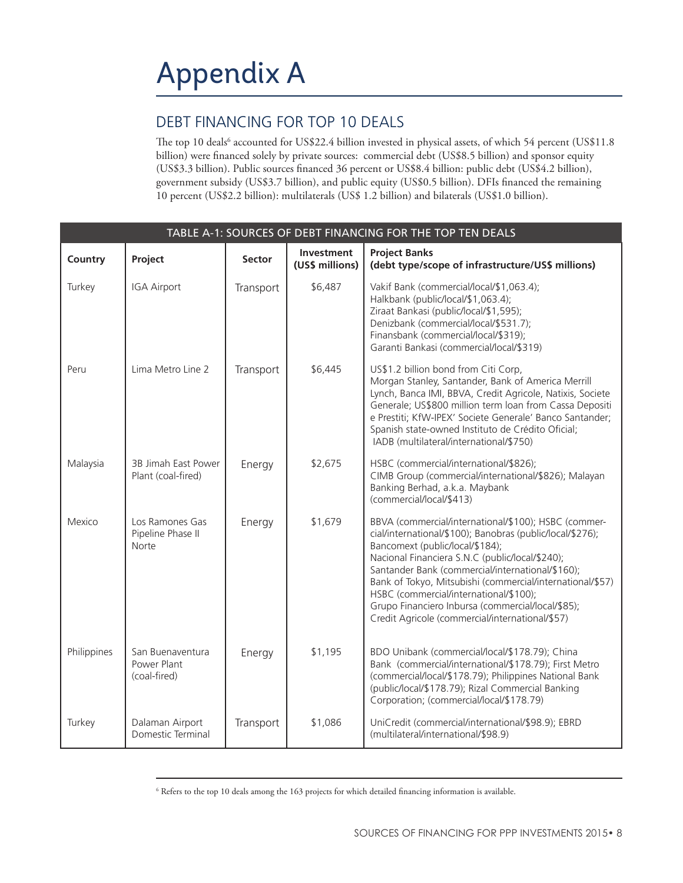# Appendix A

## DEBT FINANCING FOR TOP 10 DEALS

The top 10 deals[6] accounted for US$22.4 billion invested in physical assets, of which 54 percent (US$11.8 billion) were financed solely by private sources: commercial debt (US$8.5 billion) and sponsor equity (US$3.3 billion). Public sources financed 36 percent or US$8.4 billion: public debt (US$4.2 billion), government subsidy (US$3.7 billion), and public equity (US$0.5 billion). DFIs financed the remaining 10 percent (US$2.2 billion): multilaterals (US$ 1.2 billion) and bilaterals (US$1.0 billion).

**TABLE A-1: SOURCES OF DEBT FINANCING FOR THE TOP TEN DEALS**

| Country | Project | Sector | Investment (US$ millions) | Project Banks (debt type/scope of infrastructure/US$ millions) |
|---|---|---|---|---|
| Turkey | IGA Airport | Transport | $6,487 | Vakif Bank (commercial/local/$1,063.4); Halkbank (public/local/$1,063.4); Ziraat Bankasi (public/local/$1,595); Denizbank (commercial/local/$531.7); Finansbank (commercial/local/$319); Garanti Bankasi (commercial/local/$319) |
| Peru | Lima Metro Line 2 | Transport | $6,445 | US$1.2 billion bond from Citi Corp, Morgan Stanley, Santander, Bank of America Merrill Lynch, Banca IMI, BBVA, Credit Agricole, Natixis, Societe Generale; US$800 million term loan from Cassa Depositi e Prestiti; KfW-IPEX' Societe Generale' Banco Santander; Spanish state-owned Instituto de Crédito Oficial; IADB (multilateral/international/$750) |
| Malaysia | 3B Jimah East Power Plant (coal-fired) | Energy | $2,675 | HSBC (commercial/international/$826); CIMB Group (commercial/international/$826); Malayan Banking Berhad, a.k.a. Maybank (commercial/local/$413) |
| Mexico | Los Ramones Gas Pipeline Phase II Norte | Energy | $1,679 | BBVA (commercial/international/$100); HSBC (commercial/international/$100); Banobras (public/local/$276); Bancomext (public/local/$184); Nacional Financiera S.N.C (public/local/$240); Santander Bank (commercial/international/$160); Bank of Tokyo, Mitsubishi (commercial/international/$57) HSBC (commercial/international/$100); Grupo Financiero Inbursa (commercial/local/$85); Credit Agricole (commercial/international/$57) |
| Philippines | San Buenaventura Power Plant (coal-fired) | Energy | $1,195 | BDO Unibank (commercial/local/$178.79); China Bank (commercial/international/$178.79); First Metro (commercial/local/$178.79); Philippines National Bank (public/local/$178.79); Rizal Commercial Banking Corporation; (commercial/local/$178.79) |
| Turkey | Dalaman Airport Domestic Terminal | Transport | $1,086 | UniCredit (commercial/international/$98.9); EBRD (multilateral/international/$98.9) |

[6] Refers to the top 10 deals among the 163 projects for which detailed financing information is available.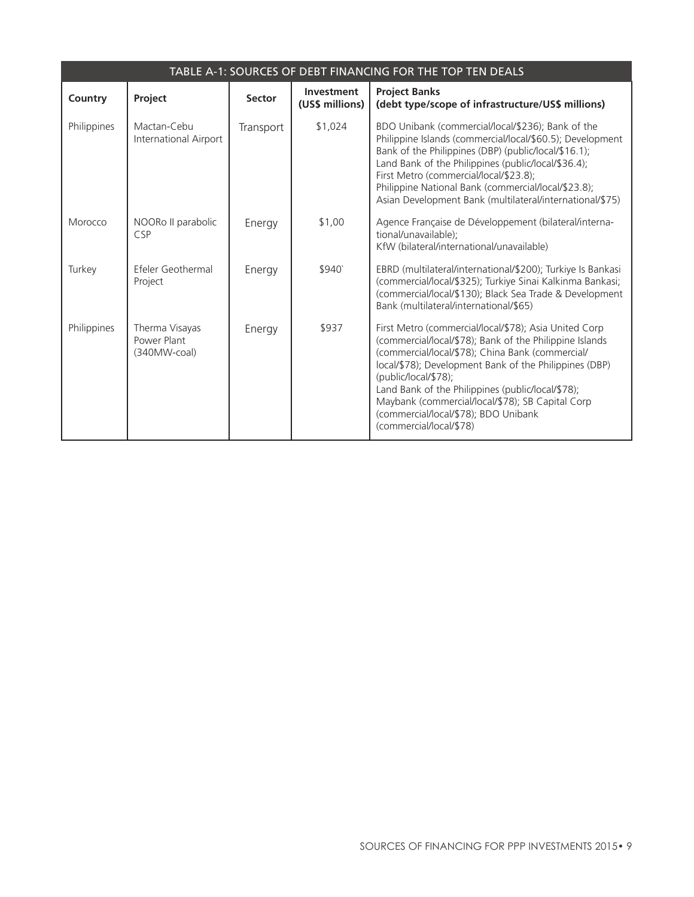| TABLE A-1: SOURCES OF DEBT FINANCING FOR THE TOP TEN DEALS | | | | |
|---|---|---|---|---|
| **Country** | **Project** | **Sector** | **Investment (US$ millions)** | **Project Banks (debt type/scope of infrastructure/US$ millions)** |
| Philippines | Mactan-Cebu International Airport | Transport | $1,024 | BDO Unibank (commercial/local/$236); Bank of the Philippine Islands (commercial/local/$60.5); Development Bank of the Philippines (DBP) (public/local/$16.1); Land Bank of the Philippines (public/local/$36.4); First Metro (commercial/local/$23.8); Philippine National Bank (commercial/local/$23.8); Asian Development Bank (multilateral/international/$75) |
| Morocco | NOORo II parabolic CSP | Energy | $1,00 | Agence Française de Développement (bilateral/international/unavailable); KfW (bilateral/international/unavailable) |
| Turkey | Efeler Geothermal Project | Energy | $940` | EBRD (multilateral/international/$200); Turkiye Is Bankasi (commercial/local/$325); Turkiye Sinai Kalkinma Bankasi; (commercial/local/$130); Black Sea Trade & Development Bank (multilateral/international/$65) |
| Philippines | Therma Visayas Power Plant (340MW-coal) | Energy | $937 | First Metro (commercial/local/$78); Asia United Corp (commercial/local/$78); Bank of the Philippine Islands (commercial/local/$78); China Bank (commercial/local/$78); Development Bank of the Philippines (DBP) (public/local/$78); Land Bank of the Philippines (public/local/$78); Maybank (commercial/local/$78); SB Capital Corp (commercial/local/$78); BDO Unibank (commercial/local/$78) |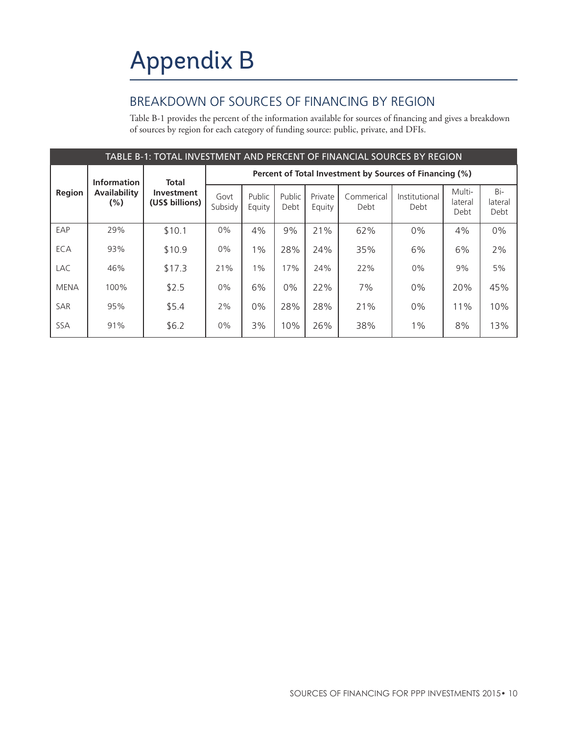# Appendix B

## BREAKDOWN OF SOURCES OF FINANCING BY REGION

Table B-1 provides the percent of the information available for sources of financing and gives a breakdown of sources by region for each category of funding source: public, private, and DFIs.

| TABLE B-1: TOTAL INVESTMENT AND PERCENT OF FINANCIAL SOURCES BY REGION | | | | | | | | | | |
|---|---|---|---|---|---|---|---|---|---|---|
| **Region** | **Information Availability (%)** | **Total Investment (US$ billions)** | **Percent of Total Investment by Sources of Financing (%)** | | | | | | | |
| | | | Govt Subsidy | Public Equity | Public Debt | Private Equity | Commerical Debt | Institutional Debt | Multi-lateral Debt | Bi-lateral Debt |
| EAP | 29% | $10.1 | 0% | 4% | 9% | 21% | 62% | 0% | 4% | 0% |
| ECA | 93% | $10.9 | 0% | 1% | 28% | 24% | 35% | 6% | 6% | 2% |
| LAC | 46% | $17.3 | 21% | 1% | 17% | 24% | 22% | 0% | 9% | 5% |
| MENA | 100% | $2.5 | 0% | 6% | 0% | 22% | 7% | 0% | 20% | 45% |
| SAR | 95% | $5.4 | 2% | 0% | 28% | 28% | 21% | 0% | 11% | 10% |
| SSA | 91% | $6.2 | 0% | 3% | 10% | 26% | 38% | 1% | 8% | 13% |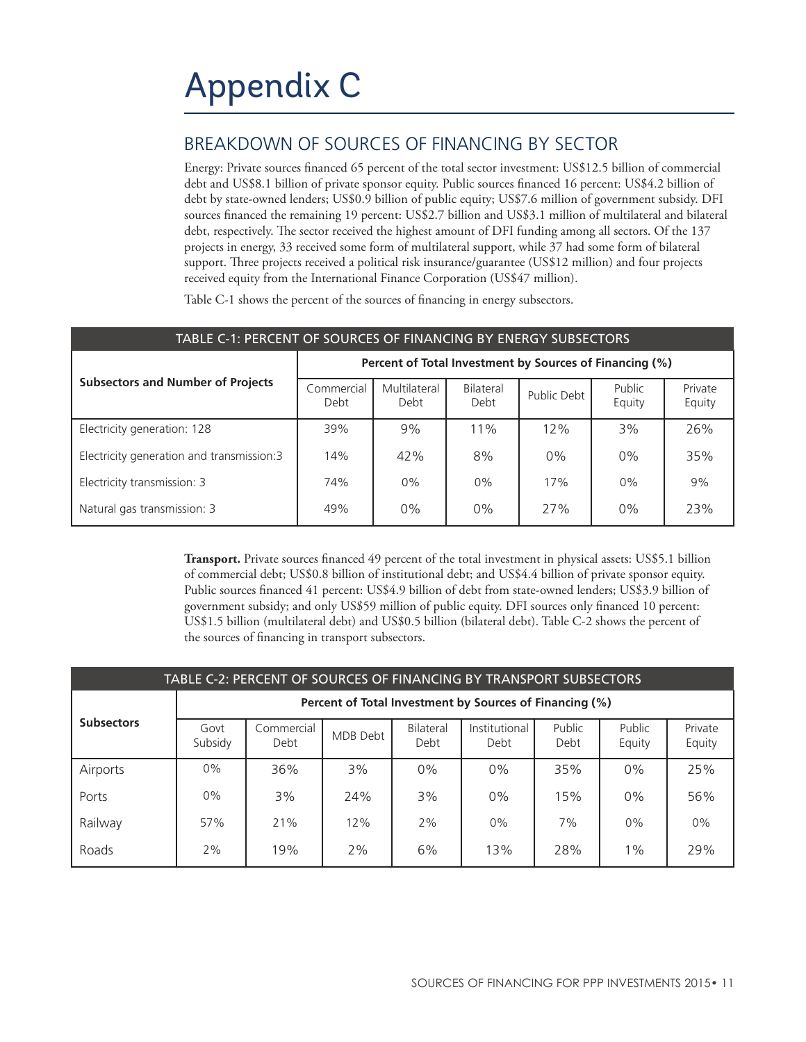# Appendix C

## BREAKDOWN OF SOURCES OF FINANCING BY SECTOR

Energy: Private sources financed 65 percent of the total sector investment: US$12.5 billion of commercial debt and US$8.1 billion of private sponsor equity. Public sources financed 16 percent: US$4.2 billion of debt by state-owned lenders; US$0.9 billion of public equity; US$7.6 million of government subsidy. DFI sources financed the remaining 19 percent: US$2.7 billion and US$3.1 million of multilateral and bilateral debt, respectively. The sector received the highest amount of DFI funding among all sectors. Of the 137 projects in energy, 33 received some form of multilateral support, while 37 had some form of bilateral support. Three projects received a political risk insurance/guarantee (US$12 million) and four projects received equity from the International Finance Corporation (US$47 million).

Table C-1 shows the percent of the sources of financing in energy subsectors.

**TABLE C-1: PERCENT OF SOURCES OF FINANCING BY ENERGY SUBSECTORS**

| Subsectors and Number of Projects | Percent of Total Investment by Sources of Financing (%) | | | | | |
|---|---|---|---|---|---|---|
| | Commercial Debt | Multilateral Debt | Bilateral Debt | Public Debt | Public Equity | Private Equity |
| Electricity generation: 128 | 39% | 9% | 11% | 12% | 3% | 26% |
| Electricity generation and transmission:3 | 14% | 42% | 8% | 0% | 0% | 35% |
| Electricity transmission: 3 | 74% | 0% | 0% | 17% | 0% | 9% |
| Natural gas transmission: 3 | 49% | 0% | 0% | 27% | 0% | 23% |

**Transport.** Private sources financed 49 percent of the total investment in physical assets: US$5.1 billion of commercial debt; US$0.8 billion of institutional debt; and US$4.4 billion of private sponsor equity. Public sources financed 41 percent: US$4.9 billion of debt from state-owned lenders; US$3.9 billion of government subsidy; and only US$59 million of public equity. DFI sources only financed 10 percent: US$1.5 billion (multilateral debt) and US$0.5 billion (bilateral debt). Table C-2 shows the percent of the sources of financing in transport subsectors.

**TABLE C-2: PERCENT OF SOURCES OF FINANCING BY TRANSPORT SUBSECTORS**

| Subsectors | Percent of Total Investment by Sources of Financing (%) | | | | | | | |
|---|---|---|---|---|---|---|---|---|
| | Govt Subsidy | Commercial Debt | MDB Debt | Bilateral Debt | Institutional Debt | Public Debt | Public Equity | Private Equity |
| Airports | 0% | 36% | 3% | 0% | 0% | 35% | 0% | 25% |
| Ports | 0% | 3% | 24% | 3% | 0% | 15% | 0% | 56% |
| Railway | 57% | 21% | 12% | 2% | 0% | 7% | 0% | 0% |
| Roads | 2% | 19% | 2% | 6% | 13% | 28% | 1% | 29% |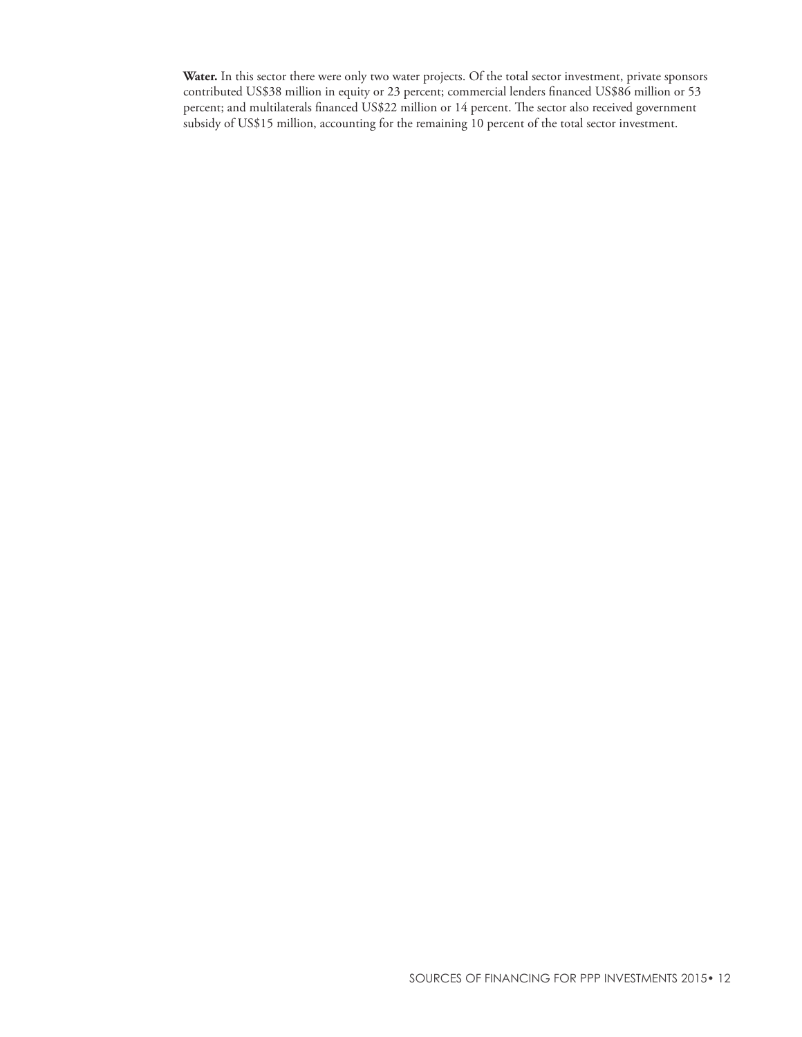**Water.** In this sector there were only two water projects. Of the total sector investment, private sponsors contributed US$38 million in equity or 23 percent; commercial lenders financed US$86 million or 53 percent; and multilaterals financed US$22 million or 14 percent. The sector also received government subsidy of US$15 million, accounting for the remaining 10 percent of the total sector investment.